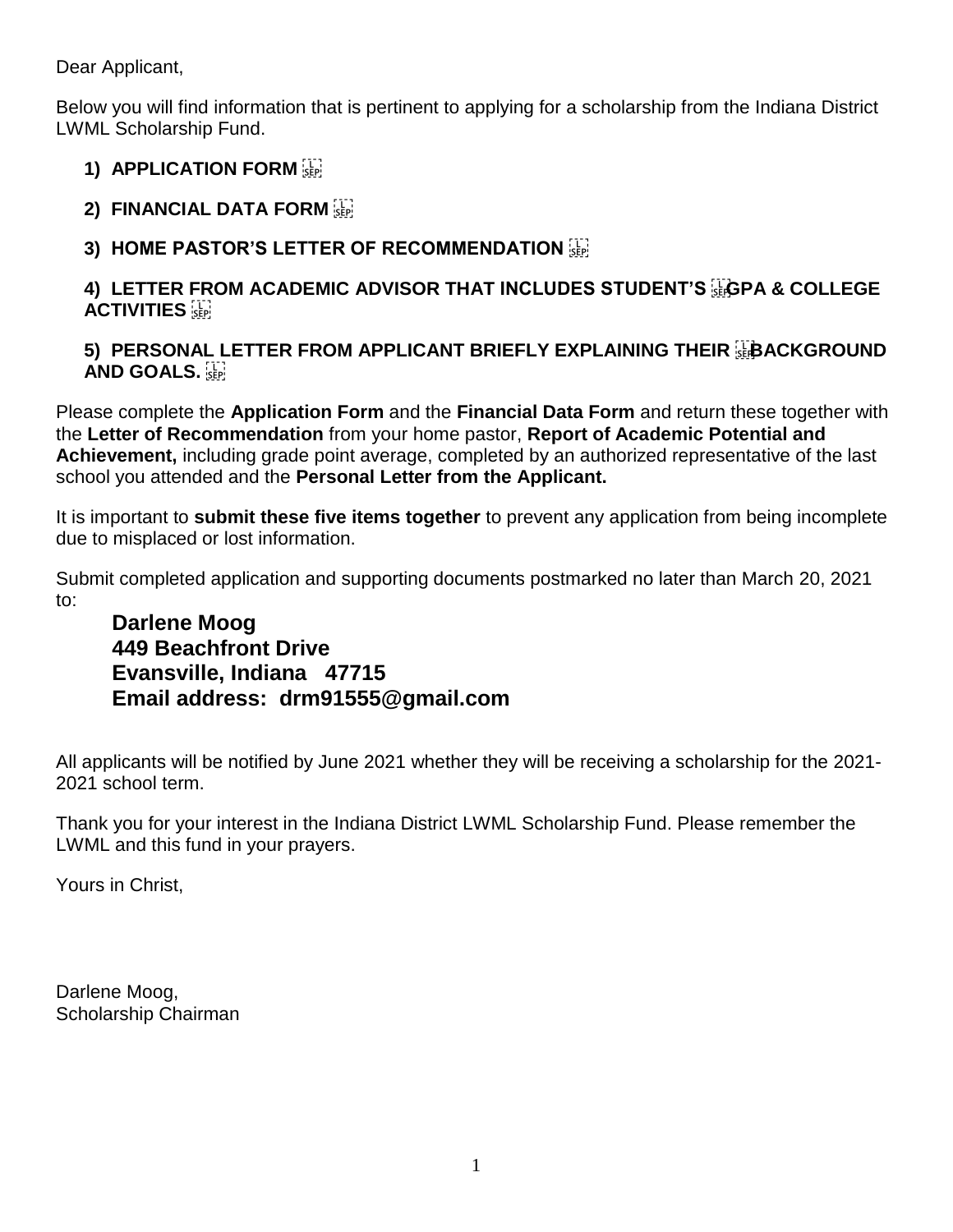Dear Applicant,

Below you will find information that is pertinent to applying for a scholarship from the Indiana District LWML Scholarship Fund.

1) **APPLICATION FORM**

2) **FINANCIAL DATA FORM**

3) **HOME PASTOR'S LETTER OF RECOMMENDATION**

4) **LETTER FROM ACADEMIC ADVISOR THAT INCLUDES STUDENT'S GPA & COLLEGE ACTIVITIES**

5) **PERSONAL LETTER FROM APPLICANT BRIEFLY EXPLAINING THEIR BACKGROUND AND GOALS.**

Please complete the **Application Form** and the **Financial Data Form** and return these together with the **Letter of Recommendation** from your home pastor, **Report of Academic Potential and Achievement,** including grade point average, completed by an authorized representative of the last school you attended and the **Personal Letter from the Applicant.**

It is important to **submit these five items together** to prevent any application from being incomplete due to misplaced or lost information.

Submit completed application and supporting documents postmarked no later than March 20, 2021 to:

**Darlene Moog**
**449 Beachfront Drive**
**Evansville, Indiana 47715**
**Email address: drm91555@gmail.com**

All applicants will be notified by June 2021 whether they will be receiving a scholarship for the 2021-2021 school term.

Thank you for your interest in the Indiana District LWML Scholarship Fund. Please remember the LWML and this fund in your prayers.

Yours in Christ,

Darlene Moog,
Scholarship Chairman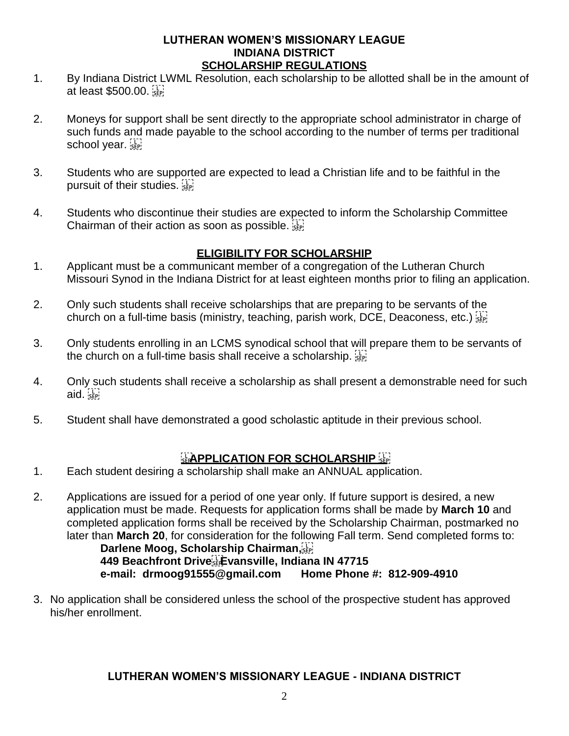# LUTHERAN WOMEN'S MISSIONARY LEAGUE
# INDIANA DISTRICT
## SCHOLARSHIP REGULATIONS

1. By Indiana District LWML Resolution, each scholarship to be allotted shall be in the amount of at least $500.00.

2. Moneys for support shall be sent directly to the appropriate school administrator in charge of such funds and made payable to the school according to the number of terms per traditional school year.

3. Students who are supported are expected to lead a Christian life and to be faithful in the pursuit of their studies.

4. Students who discontinue their studies are expected to inform the Scholarship Committee Chairman of their action as soon as possible.

## ELIGIBILITY FOR SCHOLARSHIP

1. Applicant must be a communicant member of a congregation of the Lutheran Church Missouri Synod in the Indiana District for at least eighteen months prior to filing an application.

2. Only such students shall receive scholarships that are preparing to be servants of the church on a full-time basis (ministry, teaching, parish work, DCE, Deaconess, etc.)

3. Only students enrolling in an LCMS synodical school that will prepare them to be servants of the church on a full-time basis shall receive a scholarship.

4. Only such students shall receive a scholarship as shall present a demonstrable need for such aid.

5. Student shall have demonstrated a good scholastic aptitude in their previous school.

## APPLICATION FOR SCHOLARSHIP

1. Each student desiring a scholarship shall make an ANNUAL application.

2. Applications are issued for a period of one year only. If future support is desired, a new application must be made. Requests for application forms shall be made by **March 10** and completed application forms shall be received by the Scholarship Chairman, postmarked no later than **March 20**, for consideration for the following Fall term. Send completed forms to:

   **Darlene Moog, Scholarship Chairman,**
   **449 Beachfront Drive Evansville, Indiana IN 47715**
   **e-mail: drmoog91555@gmail.com Home Phone #: 812-909-4910**

3. No application shall be considered unless the school of the prospective student has approved his/her enrollment.

**LUTHERAN WOMEN'S MISSIONARY LEAGUE - INDIANA DISTRICT**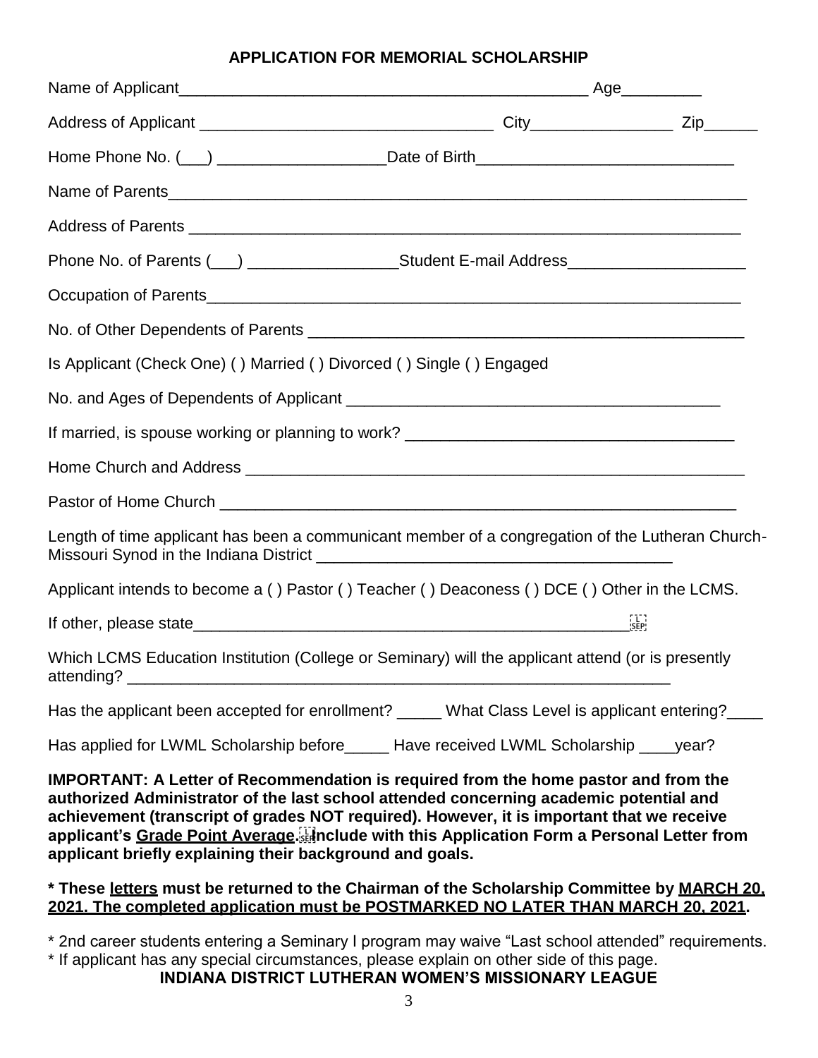## APPLICATION FOR MEMORIAL SCHOLARSHIP

Name of Applicant_______________________________________________ Age_________

Address of Applicant ________________________________ City_______________ Zip______

Home Phone No. (___) __________________Date of Birth____________________________

Name of Parents_________________________________________________________________

Address of Parents ______________________________________________________________

Phone No. of Parents (___) ________________Student E-mail Address___________________

Occupation of Parents____________________________________________________________

No. of Other Dependents of Parents ________________________________________________

Is Applicant (Check One) ( ) Married ( ) Divorced ( ) Single ( ) Engaged

No. and Ages of Dependents of Applicant __________________________________________

If married, is spouse working or planning to work? ___________________________________

Home Church and Address _______________________________________________________

Pastor of Home Church __________________________________________________________

Length of time applicant has been a communicant member of a congregation of the Lutheran Church-Missouri Synod in the Indiana District _______________________________________

Applicant intends to become a ( ) Pastor ( ) Teacher ( ) Deaconess ( ) DCE ( ) Other in the LCMS.

If other, please state___________________________________________________

Which LCMS Education Institution (College or Seminary) will the applicant attend (or is presently attending? ____________________________________________________________

Has the applicant been accepted for enrollment? _____ What Class Level is applicant entering?____

Has applied for LWML Scholarship before_____ Have received LWML Scholarship ____year?

**IMPORTANT: A Letter of Recommendation is required from the home pastor and from the authorized Administrator of the last school attended concerning academic potential and achievement (transcript of grades NOT required). However, it is important that we receive applicant's Grade Point Average. Include with this Application Form a Personal Letter from applicant briefly explaining their background and goals.**

**\* These letters must be returned to the Chairman of the Scholarship Committee by MARCH 20, 2021. The completed application must be POSTMARKED NO LATER THAN MARCH 20, 2021.**

\* 2nd career students entering a Seminary I program may waive "Last school attended" requirements.
\* If applicant has any special circumstances, please explain on other side of this page.

**INDIANA DISTRICT LUTHERAN WOMEN'S MISSIONARY LEAGUE**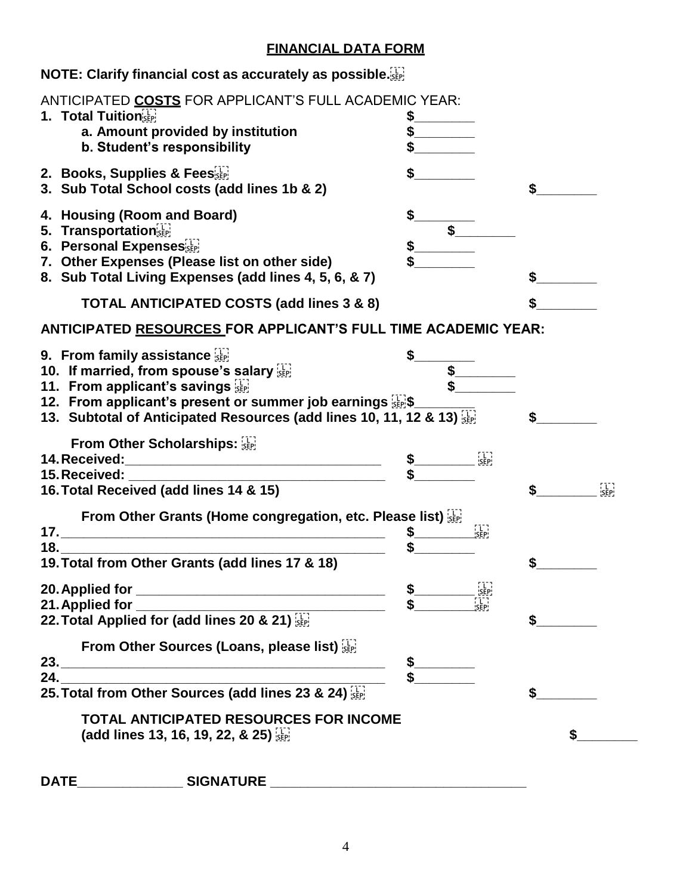## FINANCIAL DATA FORM

**NOTE: Clarify financial cost as accurately as possible.**

ANTICIPATED **COSTS** FOR APPLICANT'S FULL ACADEMIC YEAR:

| | | |
|---|---|---|
| **1. Total Tuition** | **$________** | |
| **a. Amount provided by institution** | **$________** | |
| **b. Student's responsibility** | **$________** | |
| **2. Books, Supplies & Fees** | **$________** | |
| **3. Sub Total School costs (add lines 1b & 2)** | | **$________** |
| **4. Housing (Room and Board)** | **$________** | |
| **5. Transportation** | **$________** | |
| **6. Personal Expenses** | **$________** | |
| **7. Other Expenses (Please list on other side)** | **$________** | |
| **8. Sub Total Living Expenses (add lines 4, 5, 6, & 7)** | | **$________** |
| **TOTAL ANTICIPATED COSTS (add lines 3 & 8)** | | **$________** |

**ANTICIPATED RESOURCES FOR APPLICANT'S FULL TIME ACADEMIC YEAR:**

| | | |
|---|---|---|
| **9. From family assistance** | **$________** | |
| **10. If married, from spouse's salary** | **$________** | |
| **11. From applicant's savings** | **$________** | |
| **12. From applicant's present or summer job earnings** | **$________** | |
| **13. Subtotal of Anticipated Resources (add lines 10, 11, 12 & 13)** | | **$________** |
| **From Other Scholarships:** | | |
| **14. Received:**____________________________________ | **$________** | |
| **15. Received:** ____________________________________ | **$________** | |
| **16. Total Received (add lines 14 & 15)** | | **$________** |
| **From Other Grants (Home congregation, etc. Please list)** | | |
| **17.**____________________________________________ | **$________** | |
| **18.**____________________________________________ | **$________** | |
| **19. Total from Other Grants (add lines 17 & 18)** | | **$________** |
| **20. Applied for** __________________________________ | **$________** | |
| **21. Applied for** __________________________________ | **$________** | |
| **22. Total Applied for (add lines 20 & 21)** | | **$________** |
| **From Other Sources (Loans, please list)** | | |
| **23.**____________________________________________ | **$________** | |
| **24.**____________________________________________ | **$________** | |
| **25. Total from Other Sources (add lines 23 & 24)** | | **$________** |
| **TOTAL ANTICIPATED RESOURCES FOR INCOME (add lines 13, 16, 19, 22, & 25)** | | **$________** |

**DATE**______________ **SIGNATURE** __________________________________